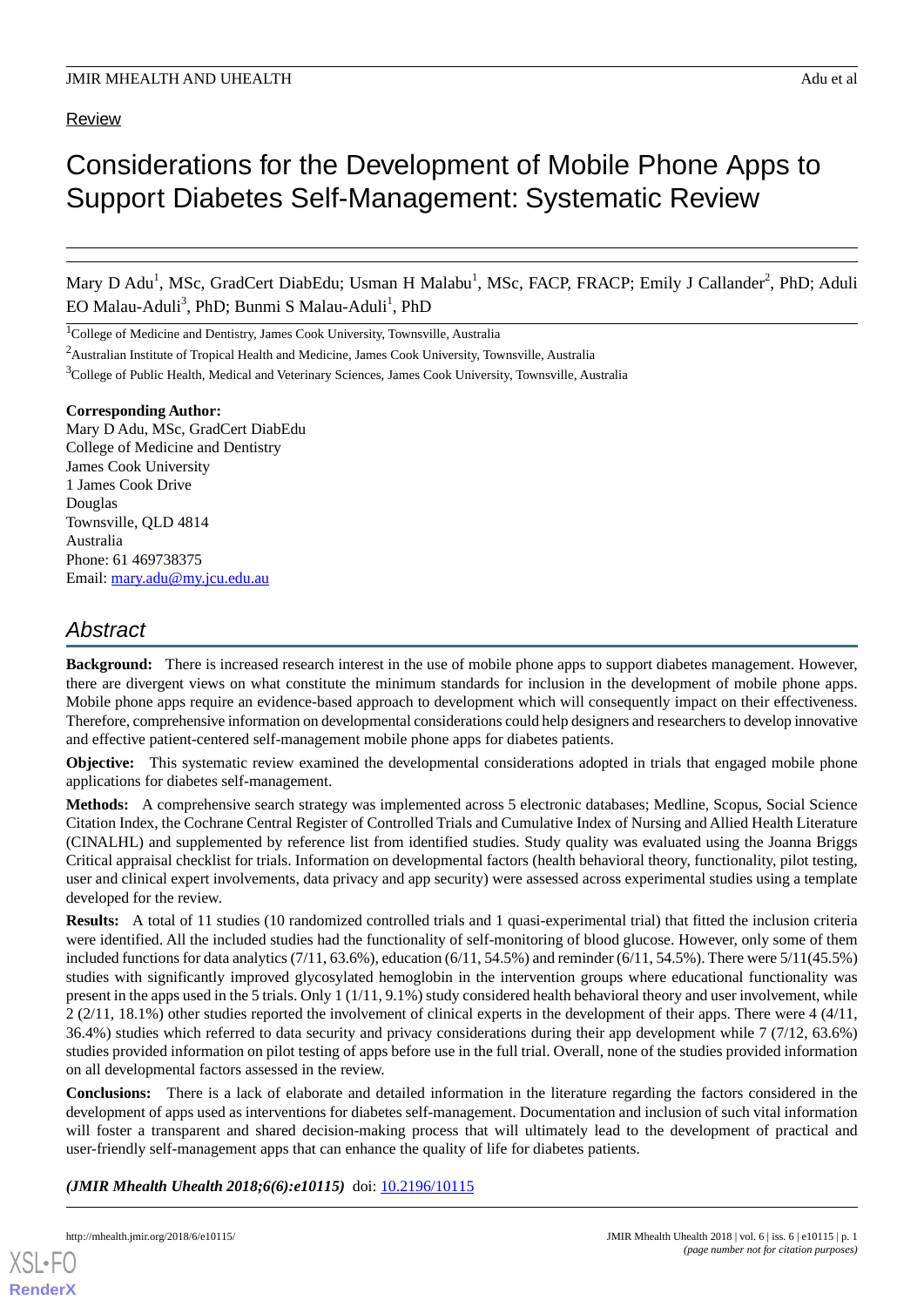Review

# Considerations for the Development of Mobile Phone Apps to Support Diabetes Self-Management: Systematic Review

Mary D Adu[1], MSc, GradCert DiabEdu; Usman H Malabu[1], MSc, FACP, FRACP; Emily J Callander[2], PhD; Aduli EO Malau-Aduli[3], PhD; Bunmi S Malau-Aduli[1], PhD

[1]College of Medicine and Dentistry, James Cook University, Townsville, Australia

[2]Australian Institute of Tropical Health and Medicine, James Cook University, Townsville, Australia

[3]College of Public Health, Medical and Veterinary Sciences, James Cook University, Townsville, Australia

**Corresponding Author:**
Mary D Adu, MSc, GradCert DiabEdu
College of Medicine and Dentistry
James Cook University
1 James Cook Drive
Douglas
Townsville, QLD 4814
Australia
Phone: 61 469738375
Email: mary.adu@my.jcu.edu.au

## Abstract

**Background:** There is increased research interest in the use of mobile phone apps to support diabetes management. However, there are divergent views on what constitute the minimum standards for inclusion in the development of mobile phone apps. Mobile phone apps require an evidence-based approach to development which will consequently impact on their effectiveness. Therefore, comprehensive information on developmental considerations could help designers and researchers to develop innovative and effective patient-centered self-management mobile phone apps for diabetes patients.

**Objective:** This systematic review examined the developmental considerations adopted in trials that engaged mobile phone applications for diabetes self-management.

**Methods:** A comprehensive search strategy was implemented across 5 electronic databases; Medline, Scopus, Social Science Citation Index, the Cochrane Central Register of Controlled Trials and Cumulative Index of Nursing and Allied Health Literature (CINALHL) and supplemented by reference list from identified studies. Study quality was evaluated using the Joanna Briggs Critical appraisal checklist for trials. Information on developmental factors (health behavioral theory, functionality, pilot testing, user and clinical expert involvements, data privacy and app security) were assessed across experimental studies using a template developed for the review.

**Results:** A total of 11 studies (10 randomized controlled trials and 1 quasi-experimental trial) that fitted the inclusion criteria were identified. All the included studies had the functionality of self-monitoring of blood glucose. However, only some of them included functions for data analytics (7/11, 63.6%), education (6/11, 54.5%) and reminder (6/11, 54.5%). There were 5/11(45.5%) studies with significantly improved glycosylated hemoglobin in the intervention groups where educational functionality was present in the apps used in the 5 trials. Only 1 (1/11, 9.1%) study considered health behavioral theory and user involvement, while 2 (2/11, 18.1%) other studies reported the involvement of clinical experts in the development of their apps. There were 4 (4/11, 36.4%) studies which referred to data security and privacy considerations during their app development while 7 (7/12, 63.6%) studies provided information on pilot testing of apps before use in the full trial. Overall, none of the studies provided information on all developmental factors assessed in the review.

**Conclusions:** There is a lack of elaborate and detailed information in the literature regarding the factors considered in the development of apps used as interventions for diabetes self-management. Documentation and inclusion of such vital information will foster a transparent and shared decision-making process that will ultimately lead to the development of practical and user-friendly self-management apps that can enhance the quality of life for diabetes patients.

***(JMIR Mhealth Uhealth 2018;6(6):e10115)*** doi: 10.2196/10115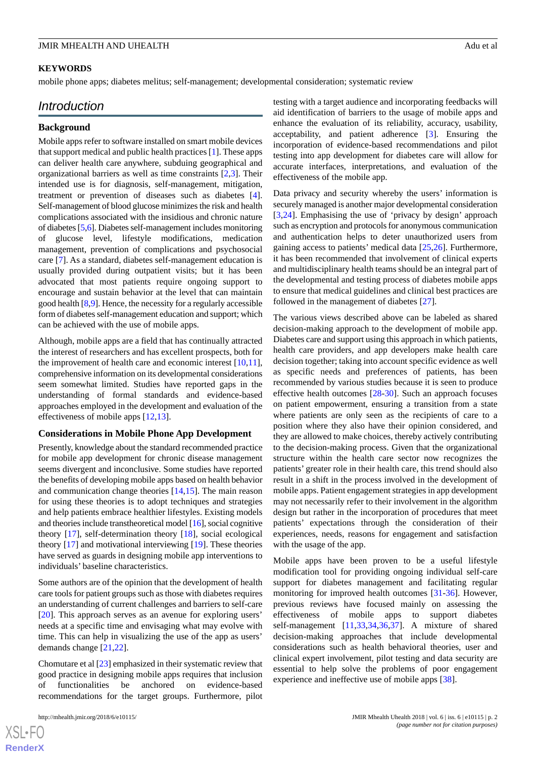**KEYWORDS**

mobile phone apps; diabetes melitus; self-management; developmental consideration; systematic review

## Introduction

### Background

Mobile apps refer to software installed on smart mobile devices that support medical and public health practices [1]. These apps can deliver health care anywhere, subduing geographical and organizational barriers as well as time constraints [2,3]. Their intended use is for diagnosis, self-management, mitigation, treatment or prevention of diseases such as diabetes [4]. Self-management of blood glucose minimizes the risk and health complications associated with the insidious and chronic nature of diabetes [5,6]. Diabetes self-management includes monitoring of glucose level, lifestyle modifications, medication management, prevention of complications and psychosocial care [7]. As a standard, diabetes self-management education is usually provided during outpatient visits; but it has been advocated that most patients require ongoing support to encourage and sustain behavior at the level that can maintain good health [8,9]. Hence, the necessity for a regularly accessible form of diabetes self-management education and support; which can be achieved with the use of mobile apps.

Although, mobile apps are a field that has continually attracted the interest of researchers and has excellent prospects, both for the improvement of health care and economic interest [10,11], comprehensive information on its developmental considerations seem somewhat limited. Studies have reported gaps in the understanding of formal standards and evidence-based approaches employed in the development and evaluation of the effectiveness of mobile apps [12,13].

### Considerations in Mobile Phone App Development

Presently, knowledge about the standard recommended practice for mobile app development for chronic disease management seems divergent and inconclusive. Some studies have reported the benefits of developing mobile apps based on health behavior and communication change theories [14,15]. The main reason for using these theories is to adopt techniques and strategies and help patients embrace healthier lifestyles. Existing models and theories include transtheoretical model [16], social cognitive theory [17], self-determination theory [18], social ecological theory [17] and motivational interviewing [19]. These theories have served as guards in designing mobile app interventions to individuals' baseline characteristics.

Some authors are of the opinion that the development of health care tools for patient groups such as those with diabetes requires an understanding of current challenges and barriers to self-care [20]. This approach serves as an avenue for exploring users' needs at a specific time and envisaging what may evolve with time. This can help in visualizing the use of the app as users' demands change [21,22].

Chomutare et al [23] emphasized in their systematic review that good practice in designing mobile apps requires that inclusion of functionalities be anchored on evidence-based recommendations for the target groups. Furthermore, pilot testing with a target audience and incorporating feedbacks will aid identification of barriers to the usage of mobile apps and enhance the evaluation of its reliability, accuracy, usability, acceptability, and patient adherence [3]. Ensuring the incorporation of evidence-based recommendations and pilot testing into app development for diabetes care will allow for accurate interfaces, interpretations, and evaluation of the effectiveness of the mobile app.

Data privacy and security whereby the users' information is securely managed is another major developmental consideration [3,24]. Emphasising the use of 'privacy by design' approach such as encryption and protocols for anonymous communication and authentication helps to deter unauthorized users from gaining access to patients' medical data [25,26]. Furthermore, it has been recommended that involvement of clinical experts and multidisciplinary health teams should be an integral part of the developmental and testing process of diabetes mobile apps to ensure that medical guidelines and clinical best practices are followed in the management of diabetes [27].

The various views described above can be labeled as shared decision-making approach to the development of mobile app. Diabetes care and support using this approach in which patients, health care providers, and app developers make health care decision together; taking into account specific evidence as well as specific needs and preferences of patients, has been recommended by various studies because it is seen to produce effective health outcomes [28-30]. Such an approach focuses on patient empowerment, ensuring a transition from a state where patients are only seen as the recipients of care to a position where they also have their opinion considered, and they are allowed to make choices, thereby actively contributing to the decision-making process. Given that the organizational structure within the health care sector now recognizes the patients' greater role in their health care, this trend should also result in a shift in the process involved in the development of mobile apps. Patient engagement strategies in app development may not necessarily refer to their involvement in the algorithm design but rather in the incorporation of procedures that meet patients' expectations through the consideration of their experiences, needs, reasons for engagement and satisfaction with the usage of the app.

Mobile apps have been proven to be a useful lifestyle modification tool for providing ongoing individual self-care support for diabetes management and facilitating regular monitoring for improved health outcomes [31-36]. However, previous reviews have focused mainly on assessing the effectiveness of mobile apps to support diabetes self-management [11,33,34,36,37]. A mixture of shared decision-making approaches that include developmental considerations such as health behavioral theories, user and clinical expert involvement, pilot testing and data security are essential to help solve the problems of poor engagement experience and ineffective use of mobile apps [38].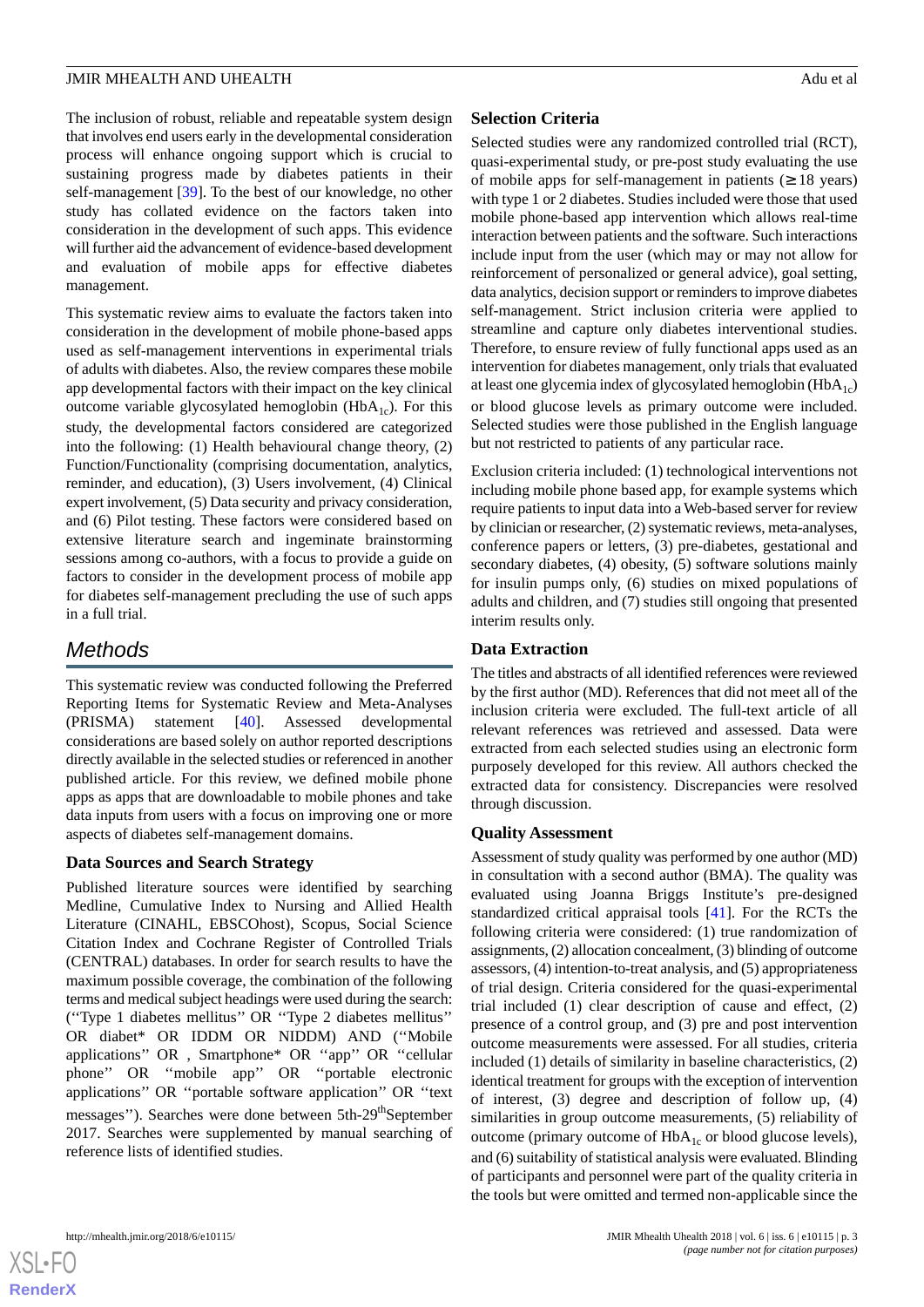The inclusion of robust, reliable and repeatable system design that involves end users early in the developmental consideration process will enhance ongoing support which is crucial to sustaining progress made by diabetes patients in their self-management [39]. To the best of our knowledge, no other study has collated evidence on the factors taken into consideration in the development of such apps. This evidence will further aid the advancement of evidence-based development and evaluation of mobile apps for effective diabetes management.

This systematic review aims to evaluate the factors taken into consideration in the development of mobile phone-based apps used as self-management interventions in experimental trials of adults with diabetes. Also, the review compares these mobile app developmental factors with their impact on the key clinical outcome variable glycosylated hemoglobin ($HbA_{1c}$). For this study, the developmental factors considered are categorized into the following: (1) Health behavioural change theory, (2) Function/Functionality (comprising documentation, analytics, reminder, and education), (3) Users involvement, (4) Clinical expert involvement, (5) Data security and privacy consideration, and (6) Pilot testing. These factors were considered based on extensive literature search and ingeminate brainstorming sessions among co-authors, with a focus to provide a guide on factors to consider in the development process of mobile app for diabetes self-management precluding the use of such apps in a full trial.

## Methods

This systematic review was conducted following the Preferred Reporting Items for Systematic Review and Meta-Analyses (PRISMA) statement [40]. Assessed developmental considerations are based solely on author reported descriptions directly available in the selected studies or referenced in another published article. For this review, we defined mobile phone apps as apps that are downloadable to mobile phones and take data inputs from users with a focus on improving one or more aspects of diabetes self-management domains.

### Data Sources and Search Strategy

Published literature sources were identified by searching Medline, Cumulative Index to Nursing and Allied Health Literature (CINAHL, EBSCOhost), Scopus, Social Science Citation Index and Cochrane Register of Controlled Trials (CENTRAL) databases. In order for search results to have the maximum possible coverage, the combination of the following terms and medical subject headings were used during the search: (''Type 1 diabetes mellitus'' OR ''Type 2 diabetes mellitus'' OR diabet* OR IDDM OR NIDDM) AND (''Mobile applications'' OR , Smartphone* OR ''app'' OR ''cellular phone'' OR ''mobile app'' OR ''portable electronic applications'' OR ''portable software application'' OR ''text messages''). Searches were done between 5th-29th September 2017. Searches were supplemented by manual searching of reference lists of identified studies.

### Selection Criteria

Selected studies were any randomized controlled trial (RCT), quasi-experimental study, or pre-post study evaluating the use of mobile apps for self-management in patients (≥18 years) with type 1 or 2 diabetes. Studies included were those that used mobile phone-based app intervention which allows real-time interaction between patients and the software. Such interactions include input from the user (which may or may not allow for reinforcement of personalized or general advice), goal setting, data analytics, decision support or reminders to improve diabetes self-management. Strict inclusion criteria were applied to streamline and capture only diabetes interventional studies. Therefore, to ensure review of fully functional apps used as an intervention for diabetes management, only trials that evaluated at least one glycemia index of glycosylated hemoglobin ($HbA_{1c}$) or blood glucose levels as primary outcome were included. Selected studies were those published in the English language but not restricted to patients of any particular race.

Exclusion criteria included: (1) technological interventions not including mobile phone based app, for example systems which require patients to input data into a Web-based server for review by clinician or researcher, (2) systematic reviews, meta-analyses, conference papers or letters, (3) pre-diabetes, gestational and secondary diabetes, (4) obesity, (5) software solutions mainly for insulin pumps only, (6) studies on mixed populations of adults and children, and (7) studies still ongoing that presented interim results only.

### Data Extraction

The titles and abstracts of all identified references were reviewed by the first author (MD). References that did not meet all of the inclusion criteria were excluded. The full-text article of all relevant references was retrieved and assessed. Data were extracted from each selected studies using an electronic form purposely developed for this review. All authors checked the extracted data for consistency. Discrepancies were resolved through discussion.

### Quality Assessment

Assessment of study quality was performed by one author (MD) in consultation with a second author (BMA). The quality was evaluated using Joanna Briggs Institute's pre-designed standardized critical appraisal tools [41]. For the RCTs the following criteria were considered: (1) true randomization of assignments, (2) allocation concealment, (3) blinding of outcome assessors, (4) intention-to-treat analysis, and (5) appropriateness of trial design. Criteria considered for the quasi-experimental trial included (1) clear description of cause and effect, (2) presence of a control group, and (3) pre and post intervention outcome measurements were assessed. For all studies, criteria included (1) details of similarity in baseline characteristics, (2) identical treatment for groups with the exception of intervention of interest, (3) degree and description of follow up, (4) similarities in group outcome measurements, (5) reliability of outcome (primary outcome of $HbA_{1c}$ or blood glucose levels), and (6) suitability of statistical analysis were evaluated. Blinding of participants and personnel were part of the quality criteria in the tools but were omitted and termed non-applicable since the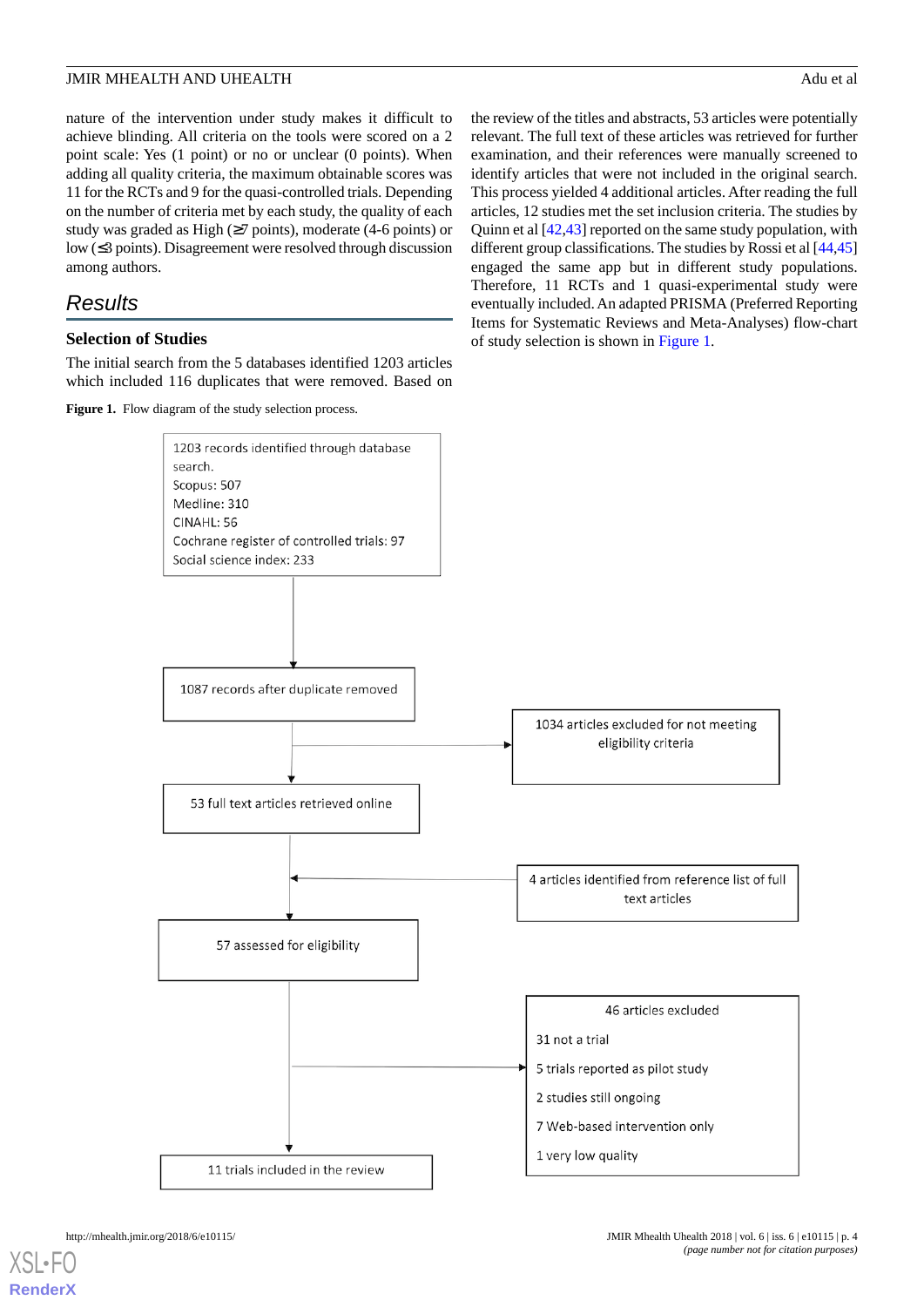nature of the intervention under study makes it difficult to achieve blinding. All criteria on the tools were scored on a 2 point scale: Yes (1 point) or no or unclear (0 points). When adding all quality criteria, the maximum obtainable scores was 11 for the RCTs and 9 for the quasi-controlled trials. Depending on the number of criteria met by each study, the quality of each study was graded as High ($\geq$7 points), moderate (4-6 points) or low ($\leq$3 points). Disagreement were resolved through discussion among authors.

## Results

### Selection of Studies

The initial search from the 5 databases identified 1203 articles which included 116 duplicates that were removed. Based on the review of the titles and abstracts, 53 articles were potentially relevant. The full text of these articles was retrieved for further examination, and their references were manually screened to identify articles that were not included in the original search. This process yielded 4 additional articles. After reading the full articles, 12 studies met the set inclusion criteria. The studies by Quinn et al [42,43] reported on the same study population, with different group classifications. The studies by Rossi et al [44,45] engaged the same app but in different study populations. Therefore, 11 RCTs and 1 quasi-experimental study were eventually included. An adapted PRISMA (Preferred Reporting Items for Systematic Reviews and Meta-Analyses) flow-chart of study selection is shown in Figure 1.

**Figure 1.** Flow diagram of the study selection process.

1203 records identified through database search.
Scopus: 507
Medline: 310
CINAHL: 56
Cochrane register of controlled trials: 97
Social science index: 233

1087 records after duplicate removed

1034 articles excluded for not meeting eligibility criteria

53 full text articles retrieved online

4 articles identified from reference list of full text articles

57 assessed for eligibility

46 articles excluded
31 not a trial
5 trials reported as pilot study
2 studies still ongoing
7 Web-based intervention only
1 very low quality

11 trials included in the review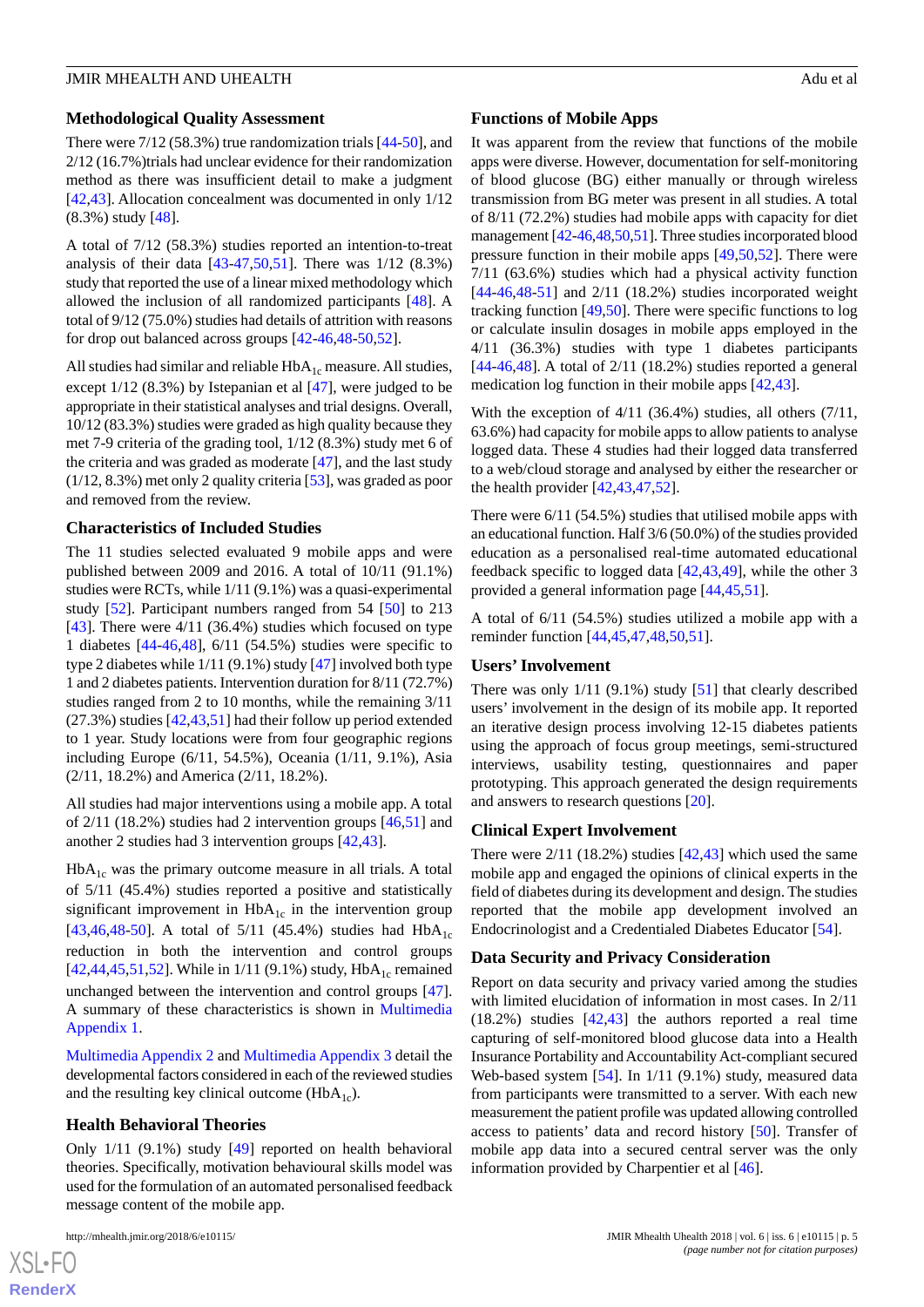### Methodological Quality Assessment

There were 7/12 (58.3%) true randomization trials [44-50], and 2/12 (16.7%)trials had unclear evidence for their randomization method as there was insufficient detail to make a judgment [42,43]. Allocation concealment was documented in only 1/12 (8.3%) study [48].

A total of 7/12 (58.3%) studies reported an intention-to-treat analysis of their data [43-47,50,51]. There was 1/12 (8.3%) study that reported the use of a linear mixed methodology which allowed the inclusion of all randomized participants [48]. A total of 9/12 (75.0%) studies had details of attrition with reasons for drop out balanced across groups [42-46,48-50,52].

All studies had similar and reliable $HbA_{1c}$ measure. All studies, except 1/12 (8.3%) by Istepanian et al [47], were judged to be appropriate in their statistical analyses and trial designs. Overall, 10/12 (83.3%) studies were graded as high quality because they met 7-9 criteria of the grading tool, 1/12 (8.3%) study met 6 of the criteria and was graded as moderate [47], and the last study (1/12, 8.3%) met only 2 quality criteria [53], was graded as poor and removed from the review.

### Characteristics of Included Studies

The 11 studies selected evaluated 9 mobile apps and were published between 2009 and 2016. A total of 10/11 (91.1%) studies were RCTs, while 1/11 (9.1%) was a quasi-experimental study [52]. Participant numbers ranged from 54 [50] to 213 [43]. There were 4/11 (36.4%) studies which focused on type 1 diabetes [44-46,48], 6/11 (54.5%) studies were specific to type 2 diabetes while 1/11 (9.1%) study [47] involved both type 1 and 2 diabetes patients. Intervention duration for 8/11 (72.7%) studies ranged from 2 to 10 months, while the remaining 3/11 (27.3%) studies [42,43,51] had their follow up period extended to 1 year. Study locations were from four geographic regions including Europe (6/11, 54.5%), Oceania (1/11, 9.1%), Asia (2/11, 18.2%) and America (2/11, 18.2%).

All studies had major interventions using a mobile app. A total of 2/11 (18.2%) studies had 2 intervention groups [46,51] and another 2 studies had 3 intervention groups [42,43].

$HbA_{1c}$ was the primary outcome measure in all trials. A total of 5/11 (45.4%) studies reported a positive and statistically significant improvement in $HbA_{1c}$ in the intervention group [43,46,48-50]. A total of 5/11 (45.4%) studies had $HbA_{1c}$ reduction in both the intervention and control groups [42,44,45,51,52]. While in 1/11 (9.1%) study, $HbA_{1c}$ remained unchanged between the intervention and control groups [47]. A summary of these characteristics is shown in Multimedia Appendix 1.

Multimedia Appendix 2 and Multimedia Appendix 3 detail the developmental factors considered in each of the reviewed studies and the resulting key clinical outcome ($HbA_{1c}$).

### Health Behavioral Theories

Only 1/11 (9.1%) study [49] reported on health behavioral theories. Specifically, motivation behavioural skills model was used for the formulation of an automated personalised feedback message content of the mobile app.

### Functions of Mobile Apps

It was apparent from the review that functions of the mobile apps were diverse. However, documentation for self-monitoring of blood glucose (BG) either manually or through wireless transmission from BG meter was present in all studies. A total of 8/11 (72.2%) studies had mobile apps with capacity for diet management [42-46,48,50,51]. Three studies incorporated blood pressure function in their mobile apps [49,50,52]. There were 7/11 (63.6%) studies which had a physical activity function [44-46,48-51] and 2/11 (18.2%) studies incorporated weight tracking function [49,50]. There were specific functions to log or calculate insulin dosages in mobile apps employed in the 4/11 (36.3%) studies with type 1 diabetes participants [44-46,48]. A total of 2/11 (18.2%) studies reported a general medication log function in their mobile apps [42,43].

With the exception of 4/11 (36.4%) studies, all others (7/11, 63.6%) had capacity for mobile apps to allow patients to analyse logged data. These 4 studies had their logged data transferred to a web/cloud storage and analysed by either the researcher or the health provider [42,43,47,52].

There were 6/11 (54.5%) studies that utilised mobile apps with an educational function. Half 3/6 (50.0%) of the studies provided education as a personalised real-time automated educational feedback specific to logged data [42,43,49], while the other 3 provided a general information page [44,45,51].

A total of 6/11 (54.5%) studies utilized a mobile app with a reminder function [44,45,47,48,50,51].

### Users' Involvement

There was only 1/11 (9.1%) study [51] that clearly described users' involvement in the design of its mobile app. It reported an iterative design process involving 12-15 diabetes patients using the approach of focus group meetings, semi-structured interviews, usability testing, questionnaires and paper prototyping. This approach generated the design requirements and answers to research questions [20].

### Clinical Expert Involvement

There were 2/11 (18.2%) studies [42,43] which used the same mobile app and engaged the opinions of clinical experts in the field of diabetes during its development and design. The studies reported that the mobile app development involved an Endocrinologist and a Credentialed Diabetes Educator [54].

### Data Security and Privacy Consideration

Report on data security and privacy varied among the studies with limited elucidation of information in most cases. In 2/11 (18.2%) studies [42,43] the authors reported a real time capturing of self-monitored blood glucose data into a Health Insurance Portability and Accountability Act-compliant secured Web-based system [54]. In 1/11 (9.1%) study, measured data from participants were transmitted to a server. With each new measurement the patient profile was updated allowing controlled access to patients' data and record history [50]. Transfer of mobile app data into a secured central server was the only information provided by Charpentier et al [46].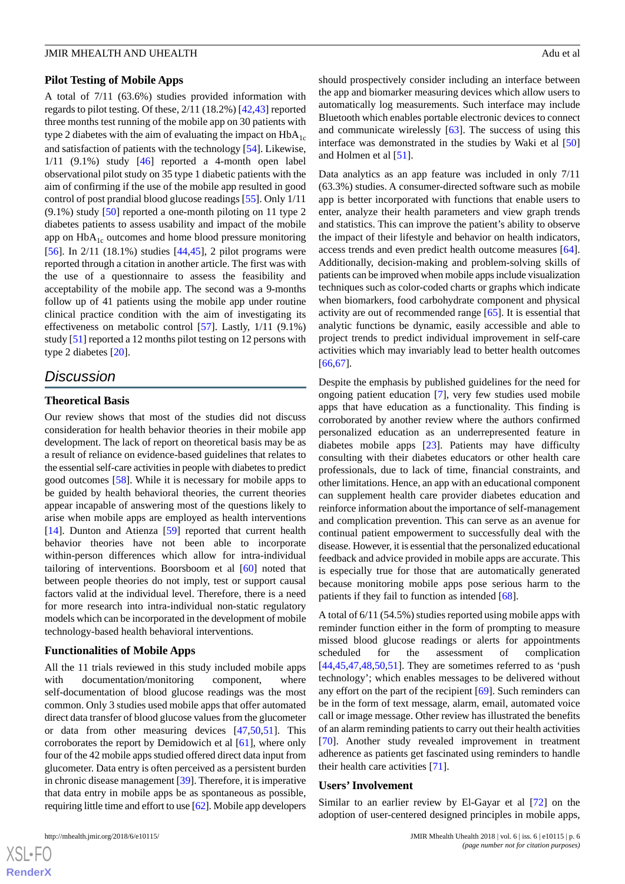### Pilot Testing of Mobile Apps

A total of 7/11 (63.6%) studies provided information with regards to pilot testing. Of these, 2/11 (18.2%) [42,43] reported three months test running of the mobile app on 30 patients with type 2 diabetes with the aim of evaluating the impact on $HbA_{1c}$ and satisfaction of patients with the technology [54]. Likewise, 1/11 (9.1%) study [46] reported a 4-month open label observational pilot study on 35 type 1 diabetic patients with the aim of confirming if the use of the mobile app resulted in good control of post prandial blood glucose readings [55]. Only 1/11 (9.1%) study [50] reported a one-month piloting on 11 type 2 diabetes patients to assess usability and impact of the mobile app on $HbA_{1c}$ outcomes and home blood pressure monitoring [56]. In 2/11 (18.1%) studies [44,45], 2 pilot programs were reported through a citation in another article. The first was with the use of a questionnaire to assess the feasibility and acceptability of the mobile app. The second was a 9-months follow up of 41 patients using the mobile app under routine clinical practice condition with the aim of investigating its effectiveness on metabolic control [57]. Lastly, 1/11 (9.1%) study [51] reported a 12 months pilot testing on 12 persons with type 2 diabetes [20].

## Discussion

### Theoretical Basis

Our review shows that most of the studies did not discuss consideration for health behavior theories in their mobile app development. The lack of report on theoretical basis may be as a result of reliance on evidence-based guidelines that relates to the essential self-care activities in people with diabetes to predict good outcomes [58]. While it is necessary for mobile apps to be guided by health behavioral theories, the current theories appear incapable of answering most of the questions likely to arise when mobile apps are employed as health interventions [14]. Dunton and Atienza [59] reported that current health behavior theories have not been able to incorporate within-person differences which allow for intra-individual tailoring of interventions. Boorsboom et al [60] noted that between people theories do not imply, test or support causal factors valid at the individual level. Therefore, there is a need for more research into intra-individual non-static regulatory models which can be incorporated in the development of mobile technology-based health behavioral interventions.

### Functionalities of Mobile Apps

All the 11 trials reviewed in this study included mobile apps with documentation/monitoring component, where self-documentation of blood glucose readings was the most common. Only 3 studies used mobile apps that offer automated direct data transfer of blood glucose values from the glucometer or data from other measuring devices [47,50,51]. This corroborates the report by Demidowich et al [61], where only four of the 42 mobile apps studied offered direct data input from glucometer. Data entry is often perceived as a persistent burden in chronic disease management [39]. Therefore, it is imperative that data entry in mobile apps be as spontaneous as possible, requiring little time and effort to use [62]. Mobile app developers should prospectively consider including an interface between the app and biomarker measuring devices which allow users to automatically log measurements. Such interface may include Bluetooth which enables portable electronic devices to connect and communicate wirelessly [63]. The success of using this interface was demonstrated in the studies by Waki et al [50] and Holmen et al [51].

Data analytics as an app feature was included in only 7/11 (63.3%) studies. A consumer-directed software such as mobile app is better incorporated with functions that enable users to enter, analyze their health parameters and view graph trends and statistics. This can improve the patient's ability to observe the impact of their lifestyle and behavior on health indicators, access trends and even predict health outcome measures [64]. Additionally, decision-making and problem-solving skills of patients can be improved when mobile apps include visualization techniques such as color-coded charts or graphs which indicate when biomarkers, food carbohydrate component and physical activity are out of recommended range [65]. It is essential that analytic functions be dynamic, easily accessible and able to project trends to predict individual improvement in self-care activities which may invariably lead to better health outcomes [66,67].

Despite the emphasis by published guidelines for the need for ongoing patient education [7], very few studies used mobile apps that have education as a functionality. This finding is corroborated by another review where the authors confirmed personalized education as an underrepresented feature in diabetes mobile apps [23]. Patients may have difficulty consulting with their diabetes educators or other health care professionals, due to lack of time, financial constraints, and other limitations. Hence, an app with an educational component can supplement health care provider diabetes education and reinforce information about the importance of self-management and complication prevention. This can serve as an avenue for continual patient empowerment to successfully deal with the disease. However, it is essential that the personalized educational feedback and advice provided in mobile apps are accurate. This is especially true for those that are automatically generated because monitoring mobile apps pose serious harm to the patients if they fail to function as intended [68].

A total of 6/11 (54.5%) studies reported using mobile apps with reminder function either in the form of prompting to measure missed blood glucose readings or alerts for appointments scheduled for the assessment of complication [44,45,47,48,50,51]. They are sometimes referred to as 'push technology'; which enables messages to be delivered without any effort on the part of the recipient [69]. Such reminders can be in the form of text message, alarm, email, automated voice call or image message. Other review has illustrated the benefits of an alarm reminding patients to carry out their health activities [70]. Another study revealed improvement in treatment adherence as patients get fascinated using reminders to handle their health care activities [71].

### Users' Involvement

Similar to an earlier review by El-Gayar et al [72] on the adoption of user-centered designed principles in mobile apps,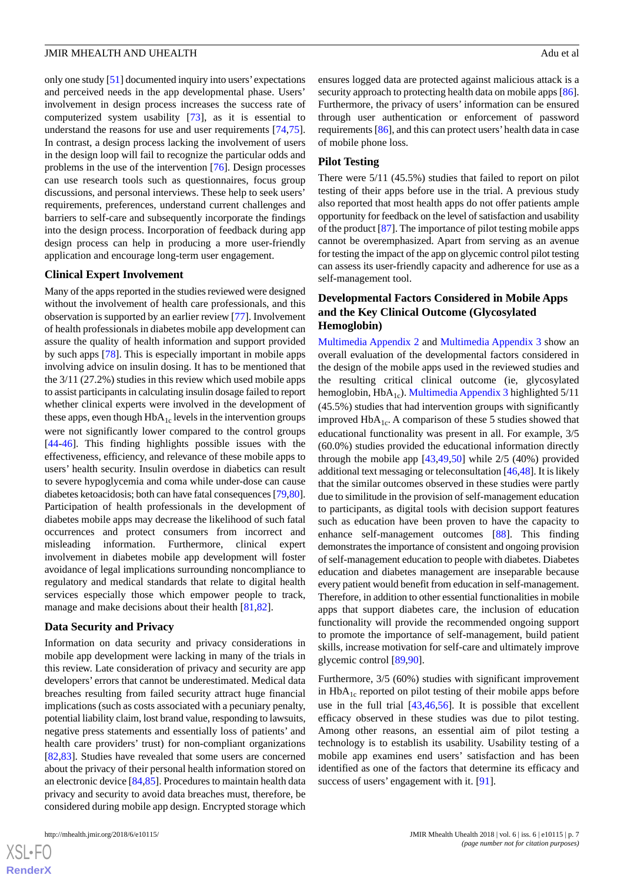only one study [51] documented inquiry into users' expectations and perceived needs in the app developmental phase. Users' involvement in design process increases the success rate of computerized system usability [73], as it is essential to understand the reasons for use and user requirements [74,75]. In contrast, a design process lacking the involvement of users in the design loop will fail to recognize the particular odds and problems in the use of the intervention [76]. Design processes can use research tools such as questionnaires, focus group discussions, and personal interviews. These help to seek users' requirements, preferences, understand current challenges and barriers to self-care and subsequently incorporate the findings into the design process. Incorporation of feedback during app design process can help in producing a more user-friendly application and encourage long-term user engagement.

### Clinical Expert Involvement

Many of the apps reported in the studies reviewed were designed without the involvement of health care professionals, and this observation is supported by an earlier review [77]. Involvement of health professionals in diabetes mobile app development can assure the quality of health information and support provided by such apps [78]. This is especially important in mobile apps involving advice on insulin dosing. It has to be mentioned that the 3/11 (27.2%) studies in this review which used mobile apps to assist participants in calculating insulin dosage failed to report whether clinical experts were involved in the development of these apps, even though $HbA_{1c}$ levels in the intervention groups were not significantly lower compared to the control groups [44-46]. This finding highlights possible issues with the effectiveness, efficiency, and relevance of these mobile apps to users' health security. Insulin overdose in diabetics can result to severe hypoglycemia and coma while under-dose can cause diabetes ketoacidosis; both can have fatal consequences [79,80]. Participation of health professionals in the development of diabetes mobile apps may decrease the likelihood of such fatal occurrences and protect consumers from incorrect and misleading information. Furthermore, clinical expert involvement in diabetes mobile app development will foster avoidance of legal implications surrounding noncompliance to regulatory and medical standards that relate to digital health services especially those which empower people to track, manage and make decisions about their health [81,82].

### Data Security and Privacy

Information on data security and privacy considerations in mobile app development were lacking in many of the trials in this review. Late consideration of privacy and security are app developers' errors that cannot be underestimated. Medical data breaches resulting from failed security attract huge financial implications (such as costs associated with a pecuniary penalty, potential liability claim, lost brand value, responding to lawsuits, negative press statements and essentially loss of patients' and health care providers' trust) for non-compliant organizations [82,83]. Studies have revealed that some users are concerned about the privacy of their personal health information stored on an electronic device [84,85]. Procedures to maintain health data privacy and security to avoid data breaches must, therefore, be considered during mobile app design. Encrypted storage which ensures logged data are protected against malicious attack is a security approach to protecting health data on mobile apps [86]. Furthermore, the privacy of users' information can be ensured through user authentication or enforcement of password requirements [86], and this can protect users' health data in case of mobile phone loss.

### Pilot Testing

There were 5/11 (45.5%) studies that failed to report on pilot testing of their apps before use in the trial. A previous study also reported that most health apps do not offer patients ample opportunity for feedback on the level of satisfaction and usability of the product [87]. The importance of pilot testing mobile apps cannot be overemphasized. Apart from serving as an avenue for testing the impact of the app on glycemic control pilot testing can assess its user-friendly capacity and adherence for use as a self-management tool.

### Developmental Factors Considered in Mobile Apps and the Key Clinical Outcome (Glycosylated Hemoglobin)

Multimedia Appendix 2 and Multimedia Appendix 3 show an overall evaluation of the developmental factors considered in the design of the mobile apps used in the reviewed studies and the resulting critical clinical outcome (ie, glycosylated hemoglobin, $HbA_{1c}$). Multimedia Appendix 3 highlighted 5/11 (45.5%) studies that had intervention groups with significantly improved $HbA_{1c}$. A comparison of these 5 studies showed that educational functionality was present in all. For example, 3/5 (60.0%) studies provided the educational information directly through the mobile app [43,49,50] while 2/5 (40%) provided additional text messaging or teleconsultation [46,48]. It is likely that the similar outcomes observed in these studies were partly due to similitude in the provision of self-management education to participants, as digital tools with decision support features such as education have been proven to have the capacity to enhance self-management outcomes [88]. This finding demonstrates the importance of consistent and ongoing provision of self-management education to people with diabetes. Diabetes education and diabetes management are inseparable because every patient would benefit from education in self-management. Therefore, in addition to other essential functionalities in mobile apps that support diabetes care, the inclusion of education functionality will provide the recommended ongoing support to promote the importance of self-management, build patient skills, increase motivation for self-care and ultimately improve glycemic control [89,90].

Furthermore, 3/5 (60%) studies with significant improvement in $HbA_{1c}$ reported on pilot testing of their mobile apps before use in the full trial [43,46,56]. It is possible that excellent efficacy observed in these studies was due to pilot testing. Among other reasons, an essential aim of pilot testing a technology is to establish its usability. Usability testing of a mobile app examines end users' satisfaction and has been identified as one of the factors that determine its efficacy and success of users' engagement with it. [91].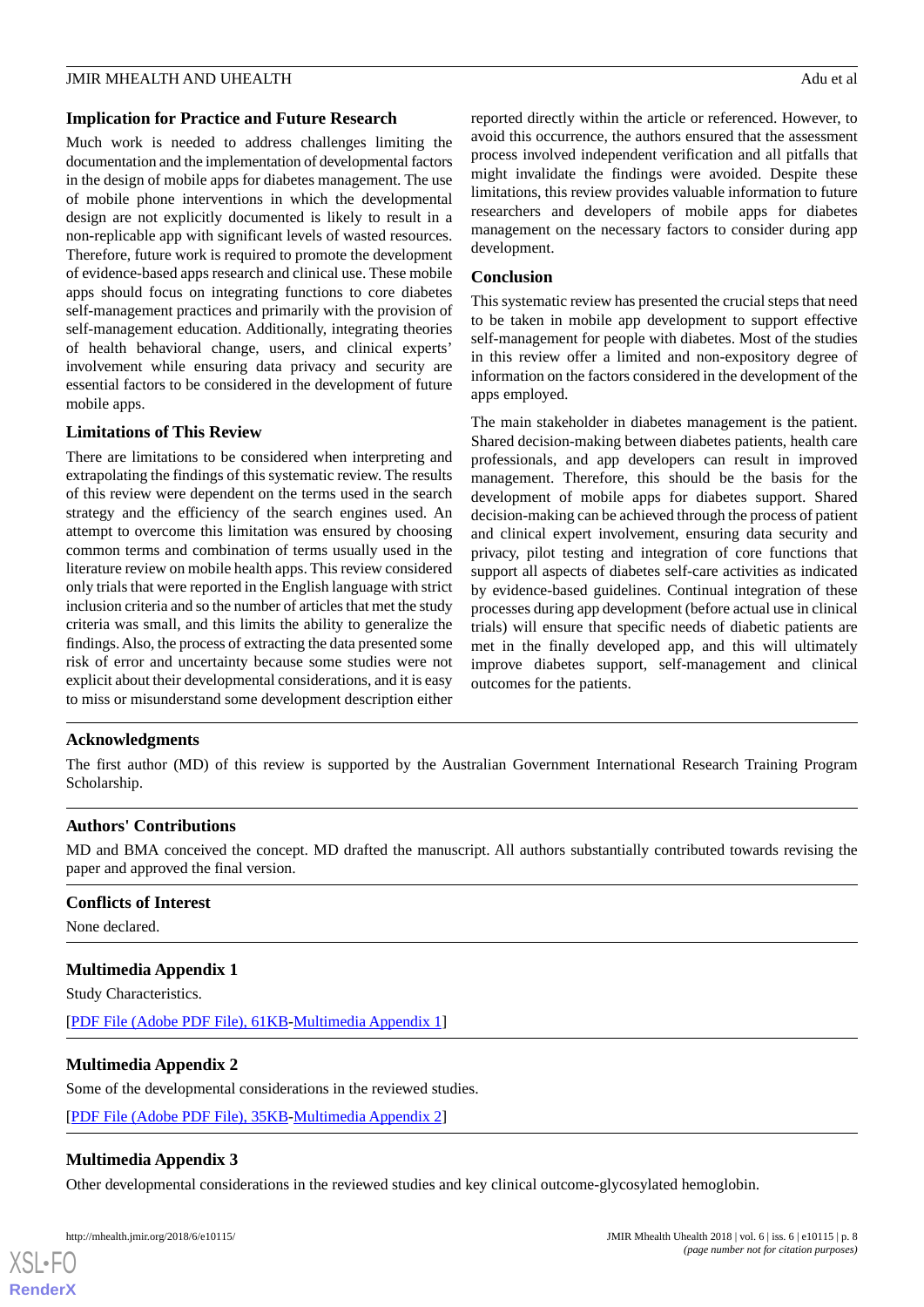## Implication for Practice and Future Research

Much work is needed to address challenges limiting the documentation and the implementation of developmental factors in the design of mobile apps for diabetes management. The use of mobile phone interventions in which the developmental design are not explicitly documented is likely to result in a non-replicable app with significant levels of wasted resources. Therefore, future work is required to promote the development of evidence-based apps research and clinical use. These mobile apps should focus on integrating functions to core diabetes self-management practices and primarily with the provision of self-management education. Additionally, integrating theories of health behavioral change, users, and clinical experts' involvement while ensuring data privacy and security are essential factors to be considered in the development of future mobile apps.

## Limitations of This Review

There are limitations to be considered when interpreting and extrapolating the findings of this systematic review. The results of this review were dependent on the terms used in the search strategy and the efficiency of the search engines used. An attempt to overcome this limitation was ensured by choosing common terms and combination of terms usually used in the literature review on mobile health apps. This review considered only trials that were reported in the English language with strict inclusion criteria and so the number of articles that met the study criteria was small, and this limits the ability to generalize the findings. Also, the process of extracting the data presented some risk of error and uncertainty because some studies were not explicit about their developmental considerations, and it is easy to miss or misunderstand some development description either reported directly within the article or referenced. However, to avoid this occurrence, the authors ensured that the assessment process involved independent verification and all pitfalls that might invalidate the findings were avoided. Despite these limitations, this review provides valuable information to future researchers and developers of mobile apps for diabetes management on the necessary factors to consider during app development.

## Conclusion

This systematic review has presented the crucial steps that need to be taken in mobile app development to support effective self-management for people with diabetes. Most of the studies in this review offer a limited and non-expository degree of information on the factors considered in the development of the apps employed.

The main stakeholder in diabetes management is the patient. Shared decision-making between diabetes patients, health care professionals, and app developers can result in improved management. Therefore, this should be the basis for the development of mobile apps for diabetes support. Shared decision-making can be achieved through the process of patient and clinical expert involvement, ensuring data security and privacy, pilot testing and integration of core functions that support all aspects of diabetes self-care activities as indicated by evidence-based guidelines. Continual integration of these processes during app development (before actual use in clinical trials) will ensure that specific needs of diabetic patients are met in the finally developed app, and this will ultimately improve diabetes support, self-management and clinical outcomes for the patients.

## Acknowledgments

The first author (MD) of this review is supported by the Australian Government International Research Training Program Scholarship.

## Authors' Contributions

MD and BMA conceived the concept. MD drafted the manuscript. All authors substantially contributed towards revising the paper and approved the final version.

## Conflicts of Interest

None declared.

## Multimedia Appendix 1

Study Characteristics.

[PDF File (Adobe PDF File), 61KB-Multimedia Appendix 1]

## Multimedia Appendix 2

Some of the developmental considerations in the reviewed studies.

[PDF File (Adobe PDF File), 35KB-Multimedia Appendix 2]

## Multimedia Appendix 3

Other developmental considerations in the reviewed studies and key clinical outcome-glycosylated hemoglobin.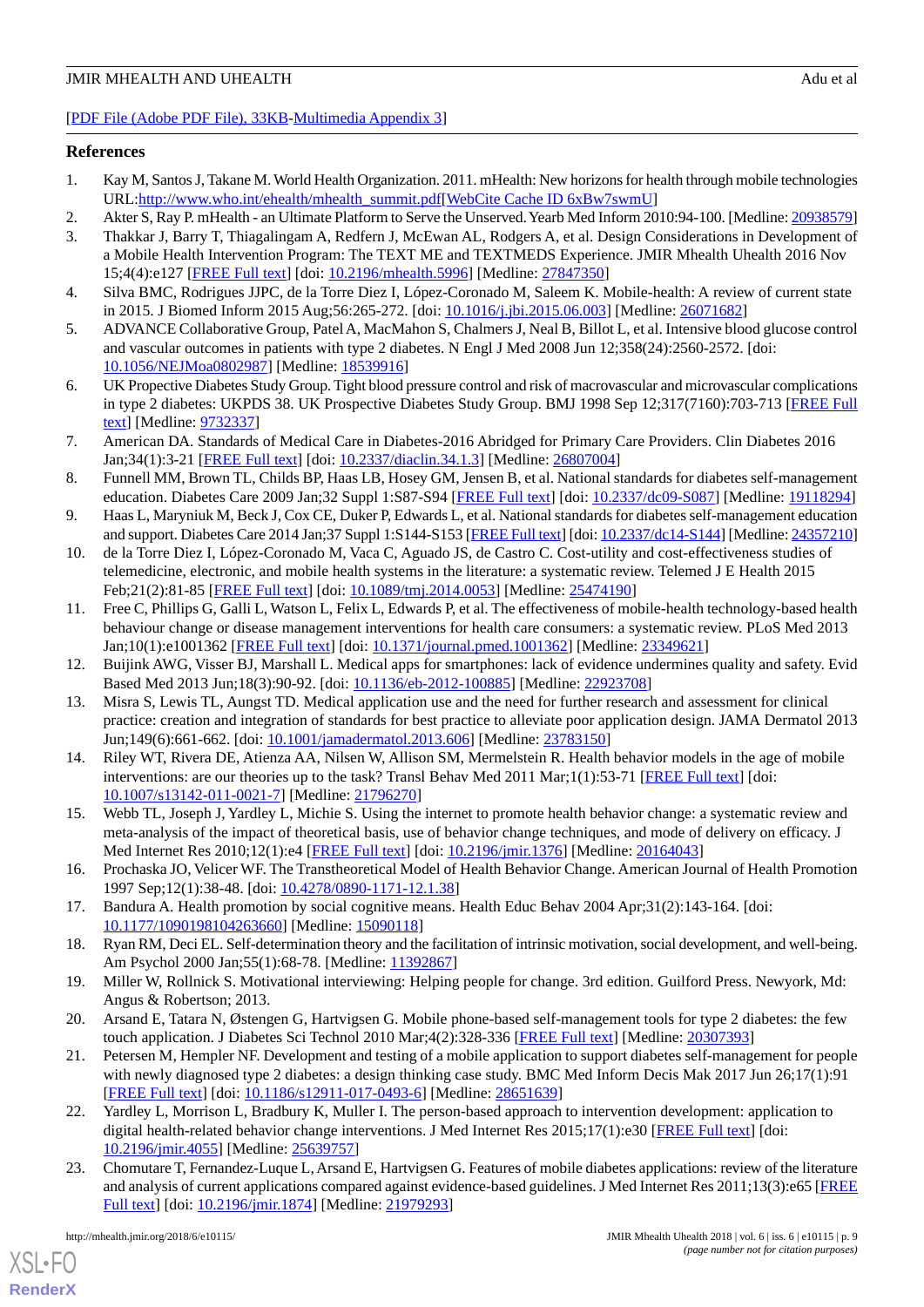[PDF File (Adobe PDF File), 33KB-Multimedia Appendix 3]

## References

1. Kay M, Santos J, Takane M. World Health Organization. 2011. mHealth: New horizons for health through mobile technologies URL:http://www.who.int/ehealth/mhealth_summit.pdf[WebCite Cache ID 6xBw7swmU]
2. Akter S, Ray P. mHealth - an Ultimate Platform to Serve the Unserved. Yearb Med Inform 2010:94-100. [Medline: 20938579]
3. Thakkar J, Barry T, Thiagalingam A, Redfern J, McEwan AL, Rodgers A, et al. Design Considerations in Development of a Mobile Health Intervention Program: The TEXT ME and TEXTMEDS Experience. JMIR Mhealth Uhealth 2016 Nov 15;4(4):e127 [FREE Full text] [doi: 10.2196/mhealth.5996] [Medline: 27847350]
4. Silva BMC, Rodrigues JJPC, de la Torre Diez I, López-Coronado M, Saleem K. Mobile-health: A review of current state in 2015. J Biomed Inform 2015 Aug;56:265-272. [doi: 10.1016/j.jbi.2015.06.003] [Medline: 26071682]
5. ADVANCE Collaborative Group, Patel A, MacMahon S, Chalmers J, Neal B, Billot L, et al. Intensive blood glucose control and vascular outcomes in patients with type 2 diabetes. N Engl J Med 2008 Jun 12;358(24):2560-2572. [doi: 10.1056/NEJMoa0802987] [Medline: 18539916]
6. UK Propective Diabetes Study Group. Tight blood pressure control and risk of macrovascular and microvascular complications in type 2 diabetes: UKPDS 38. UK Prospective Diabetes Study Group. BMJ 1998 Sep 12;317(7160):703-713 [FREE Full text] [Medline: 9732337]
7. American DA. Standards of Medical Care in Diabetes-2016 Abridged for Primary Care Providers. Clin Diabetes 2016 Jan;34(1):3-21 [FREE Full text] [doi: 10.2337/diaclin.34.1.3] [Medline: 26807004]
8. Funnell MM, Brown TL, Childs BP, Haas LB, Hosey GM, Jensen B, et al. National standards for diabetes self-management education. Diabetes Care 2009 Jan;32 Suppl 1:S87-S94 [FREE Full text] [doi: 10.2337/dc09-S087] [Medline: 19118294]
9. Haas L, Maryniuk M, Beck J, Cox CE, Duker P, Edwards L, et al. National standards for diabetes self-management education and support. Diabetes Care 2014 Jan;37 Suppl 1:S144-S153 [FREE Full text] [doi: 10.2337/dc14-S144] [Medline: 24357210]
10. de la Torre Diez I, López-Coronado M, Vaca C, Aguado JS, de Castro C. Cost-utility and cost-effectiveness studies of telemedicine, electronic, and mobile health systems in the literature: a systematic review. Telemed J E Health 2015 Feb;21(2):81-85 [FREE Full text] [doi: 10.1089/tmj.2014.0053] [Medline: 25474190]
11. Free C, Phillips G, Galli L, Watson L, Felix L, Edwards P, et al. The effectiveness of mobile-health technology-based health behaviour change or disease management interventions for health care consumers: a systematic review. PLoS Med 2013 Jan;10(1):e1001362 [FREE Full text] [doi: 10.1371/journal.pmed.1001362] [Medline: 23349621]
12. Buijink AWG, Visser BJ, Marshall L. Medical apps for smartphones: lack of evidence undermines quality and safety. Evid Based Med 2013 Jun;18(3):90-92. [doi: 10.1136/eb-2012-100885] [Medline: 22923708]
13. Misra S, Lewis TL, Aungst TD. Medical application use and the need for further research and assessment for clinical practice: creation and integration of standards for best practice to alleviate poor application design. JAMA Dermatol 2013 Jun;149(6):661-662. [doi: 10.1001/jamadermatol.2013.606] [Medline: 23783150]
14. Riley WT, Rivera DE, Atienza AA, Nilsen W, Allison SM, Mermelstein R. Health behavior models in the age of mobile interventions: are our theories up to the task? Transl Behav Med 2011 Mar;1(1):53-71 [FREE Full text] [doi: 10.1007/s13142-011-0021-7] [Medline: 21796270]
15. Webb TL, Joseph J, Yardley L, Michie S. Using the internet to promote health behavior change: a systematic review and meta-analysis of the impact of theoretical basis, use of behavior change techniques, and mode of delivery on efficacy. J Med Internet Res 2010;12(1):e4 [FREE Full text] [doi: 10.2196/jmir.1376] [Medline: 20164043]
16. Prochaska JO, Velicer WF. The Transtheoretical Model of Health Behavior Change. American Journal of Health Promotion 1997 Sep;12(1):38-48. [doi: 10.4278/0890-1171-12.1.38]
17. Bandura A. Health promotion by social cognitive means. Health Educ Behav 2004 Apr;31(2):143-164. [doi: 10.1177/1090198104263660] [Medline: 15090118]
18. Ryan RM, Deci EL. Self-determination theory and the facilitation of intrinsic motivation, social development, and well-being. Am Psychol 2000 Jan;55(1):68-78. [Medline: 11392867]
19. Miller W, Rollnick S. Motivational interviewing: Helping people for change. 3rd edition. Guilford Press. Newyork, Md: Angus & Robertson; 2013.
20. Arsand E, Tatara N, Østengen G, Hartvigsen G. Mobile phone-based self-management tools for type 2 diabetes: the few touch application. J Diabetes Sci Technol 2010 Mar;4(2):328-336 [FREE Full text] [Medline: 20307393]
21. Petersen M, Hempler NF. Development and testing of a mobile application to support diabetes self-management for people with newly diagnosed type 2 diabetes: a design thinking case study. BMC Med Inform Decis Mak 2017 Jun 26;17(1):91 [FREE Full text] [doi: 10.1186/s12911-017-0493-6] [Medline: 28651639]
22. Yardley L, Morrison L, Bradbury K, Muller I. The person-based approach to intervention development: application to digital health-related behavior change interventions. J Med Internet Res 2015;17(1):e30 [FREE Full text] [doi: 10.2196/jmir.4055] [Medline: 25639757]
23. Chomutare T, Fernandez-Luque L, Arsand E, Hartvigsen G. Features of mobile diabetes applications: review of the literature and analysis of current applications compared against evidence-based guidelines. J Med Internet Res 2011;13(3):e65 [FREE Full text] [doi: 10.2196/jmir.1874] [Medline: 21979293]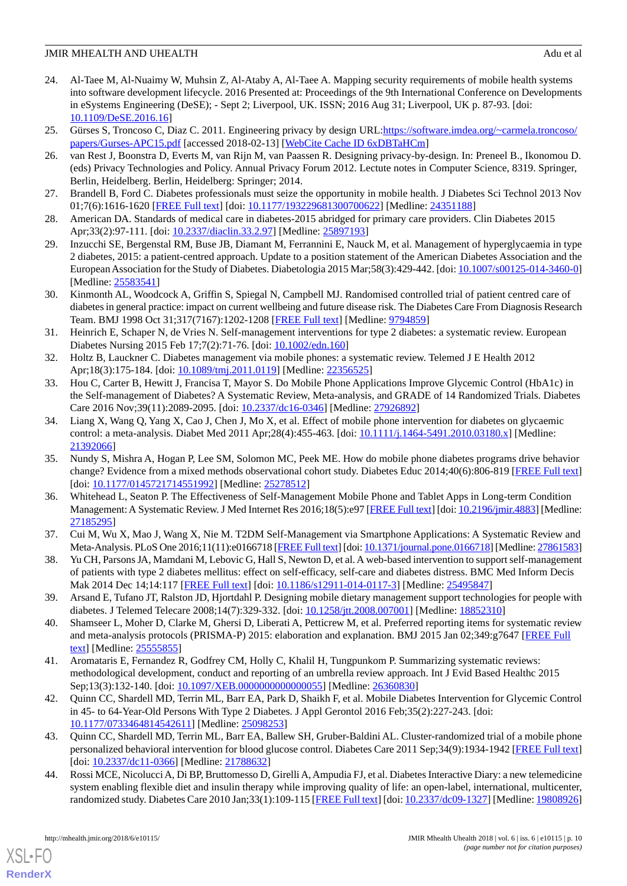24. Al-Taee M, Al-Nuaimy W, Muhsin Z, Al-Ataby A, Al-Taee A. Mapping security requirements of mobile health systems into software development lifecycle. 2016 Presented at: Proceedings of the 9th International Conference on Developments in eSystems Engineering (DeSE); - Sept 2; Liverpool, UK. ISSN; 2016 Aug 31; Liverpool, UK p. 87-93. [doi: 10.1109/DeSE.2016.16]
25. Gürses S, Troncoso C, Diaz C. 2011. Engineering privacy by design URL:https://software.imdea.org/~carmela.troncoso/papers/Gurses-APC15.pdf [accessed 2018-02-13] [WebCite Cache ID 6xDBTaHCm]
26. van Rest J, Boonstra D, Everts M, van Rijn M, van Paassen R. Designing privacy-by-design. In: Preneel B., Ikonomou D. (eds) Privacy Technologies and Policy. Annual Privacy Forum 2012. Lectute notes in Computer Science, 8319. Springer, Berlin, Heidelberg. Berlin, Heidelberg: Springer; 2014.
27. Brandell B, Ford C. Diabetes professionals must seize the opportunity in mobile health. J Diabetes Sci Technol 2013 Nov 01;7(6):1616-1620 [FREE Full text] [doi: 10.1177/193229681300700622] [Medline: 24351188]
28. American DA. Standards of medical care in diabetes-2015 abridged for primary care providers. Clin Diabetes 2015 Apr;33(2):97-111. [doi: 10.2337/diaclin.33.2.97] [Medline: 25897193]
29. Inzucchi SE, Bergenstal RM, Buse JB, Diamant M, Ferrannini E, Nauck M, et al. Management of hyperglycaemia in type 2 diabetes, 2015: a patient-centred approach. Update to a position statement of the American Diabetes Association and the European Association for the Study of Diabetes. Diabetologia 2015 Mar;58(3):429-442. [doi: 10.1007/s00125-014-3460-0] [Medline: 25583541]
30. Kinmonth AL, Woodcock A, Griffin S, Spiegal N, Campbell MJ. Randomised controlled trial of patient centred care of diabetes in general practice: impact on current wellbeing and future disease risk. The Diabetes Care From Diagnosis Research Team. BMJ 1998 Oct 31;317(7167):1202-1208 [FREE Full text] [Medline: 9794859]
31. Heinrich E, Schaper N, de Vries N. Self-management interventions for type 2 diabetes: a systematic review. European Diabetes Nursing 2015 Feb 17;7(2):71-76. [doi: 10.1002/edn.160]
32. Holtz B, Lauckner C. Diabetes management via mobile phones: a systematic review. Telemed J E Health 2012 Apr;18(3):175-184. [doi: 10.1089/tmj.2011.0119] [Medline: 22356525]
33. Hou C, Carter B, Hewitt J, Francisa T, Mayor S. Do Mobile Phone Applications Improve Glycemic Control (HbA1c) in the Self-management of Diabetes? A Systematic Review, Meta-analysis, and GRADE of 14 Randomized Trials. Diabetes Care 2016 Nov;39(11):2089-2095. [doi: 10.2337/dc16-0346] [Medline: 27926892]
34. Liang X, Wang Q, Yang X, Cao J, Chen J, Mo X, et al. Effect of mobile phone intervention for diabetes on glycaemic control: a meta-analysis. Diabet Med 2011 Apr;28(4):455-463. [doi: 10.1111/j.1464-5491.2010.03180.x] [Medline: 21392066]
35. Nundy S, Mishra A, Hogan P, Lee SM, Solomon MC, Peek ME. How do mobile phone diabetes programs drive behavior change? Evidence from a mixed methods observational cohort study. Diabetes Educ 2014;40(6):806-819 [FREE Full text] [doi: 10.1177/0145721714551992] [Medline: 25278512]
36. Whitehead L, Seaton P. The Effectiveness of Self-Management Mobile Phone and Tablet Apps in Long-term Condition Management: A Systematic Review. J Med Internet Res 2016;18(5):e97 [FREE Full text] [doi: 10.2196/jmir.4883] [Medline: 27185295]
37. Cui M, Wu X, Mao J, Wang X, Nie M. T2DM Self-Management via Smartphone Applications: A Systematic Review and Meta-Analysis. PLoS One 2016;11(11):e0166718 [FREE Full text] [doi: 10.1371/journal.pone.0166718] [Medline: 27861583]
38. Yu CH, Parsons JA, Mamdani M, Lebovic G, Hall S, Newton D, et al. A web-based intervention to support self-management of patients with type 2 diabetes mellitus: effect on self-efficacy, self-care and diabetes distress. BMC Med Inform Decis Mak 2014 Dec 14;14:117 [FREE Full text] [doi: 10.1186/s12911-014-0117-3] [Medline: 25495847]
39. Arsand E, Tufano JT, Ralston JD, Hjortdahl P. Designing mobile dietary management support technologies for people with diabetes. J Telemed Telecare 2008;14(7):329-332. [doi: 10.1258/jtt.2008.007001] [Medline: 18852310]
40. Shamseer L, Moher D, Clarke M, Ghersi D, Liberati A, Petticrew M, et al. Preferred reporting items for systematic review and meta-analysis protocols (PRISMA-P) 2015: elaboration and explanation. BMJ 2015 Jan 02;349:g7647 [FREE Full text] [Medline: 25555855]
41. Aromataris E, Fernandez R, Godfrey CM, Holly C, Khalil H, Tungpunkom P. Summarizing systematic reviews: methodological development, conduct and reporting of an umbrella review approach. Int J Evid Based Healthc 2015 Sep;13(3):132-140. [doi: 10.1097/XEB.0000000000000055] [Medline: 26360830]
42. Quinn CC, Shardell MD, Terrin ML, Barr EA, Park D, Shaikh F, et al. Mobile Diabetes Intervention for Glycemic Control in 45- to 64-Year-Old Persons With Type 2 Diabetes. J Appl Gerontol 2016 Feb;35(2):227-243. [doi: 10.1177/0733464814542611] [Medline: 25098253]
43. Quinn CC, Shardell MD, Terrin ML, Barr EA, Ballew SH, Gruber-Baldini AL. Cluster-randomized trial of a mobile phone personalized behavioral intervention for blood glucose control. Diabetes Care 2011 Sep;34(9):1934-1942 [FREE Full text] [doi: 10.2337/dc11-0366] [Medline: 21788632]
44. Rossi MCE, Nicolucci A, Di BP, Bruttomesso D, Girelli A, Ampudia FJ, et al. Diabetes Interactive Diary: a new telemedicine system enabling flexible diet and insulin therapy while improving quality of life: an open-label, international, multicenter, randomized study. Diabetes Care 2010 Jan;33(1):109-115 [FREE Full text] [doi: 10.2337/dc09-1327] [Medline: 19808926]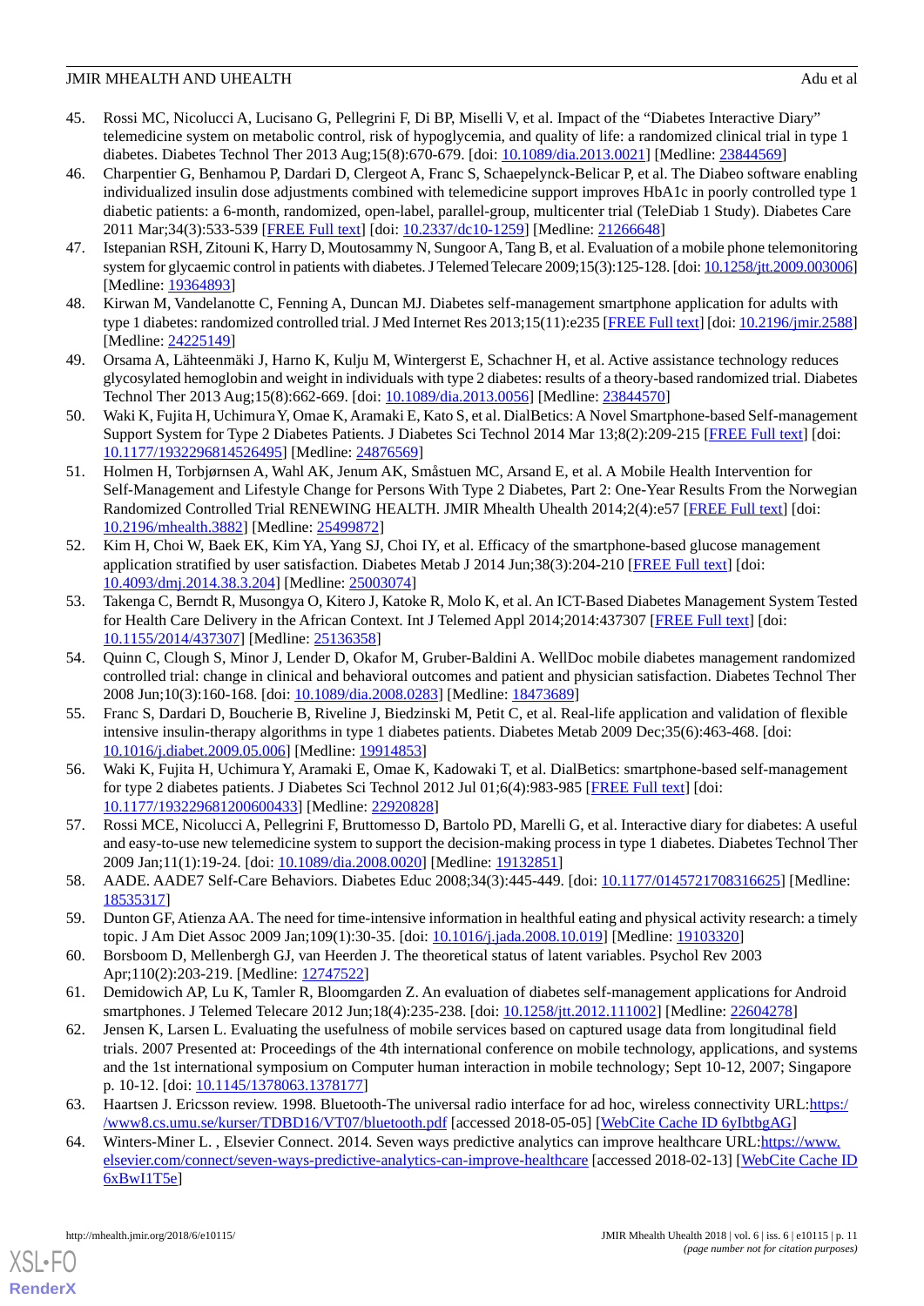45. Rossi MC, Nicolucci A, Lucisano G, Pellegrini F, Di BP, Miselli V, et al. Impact of the “Diabetes Interactive Diary” telemedicine system on metabolic control, risk of hypoglycemia, and quality of life: a randomized clinical trial in type 1 diabetes. Diabetes Technol Ther 2013 Aug;15(8):670-679. [doi: 10.1089/dia.2013.0021] [Medline: 23844569]
46. Charpentier G, Benhamou P, Dardari D, Clergeot A, Franc S, Schaepelynck-Belicar P, et al. The Diabeo software enabling individualized insulin dose adjustments combined with telemedicine support improves HbA1c in poorly controlled type 1 diabetic patients: a 6-month, randomized, open-label, parallel-group, multicenter trial (TeleDiab 1 Study). Diabetes Care 2011 Mar;34(3):533-539 [FREE Full text] [doi: 10.2337/dc10-1259] [Medline: 21266648]
47. Istepanian RSH, Zitouni K, Harry D, Moutosammy N, Sungoor A, Tang B, et al. Evaluation of a mobile phone telemonitoring system for glycaemic control in patients with diabetes. J Telemed Telecare 2009;15(3):125-128. [doi: 10.1258/jtt.2009.003006] [Medline: 19364893]
48. Kirwan M, Vandelanotte C, Fenning A, Duncan MJ. Diabetes self-management smartphone application for adults with type 1 diabetes: randomized controlled trial. J Med Internet Res 2013;15(11):e235 [FREE Full text] [doi: 10.2196/jmir.2588] [Medline: 24225149]
49. Orsama A, Lähteenmäki J, Harno K, Kulju M, Wintergerst E, Schachner H, et al. Active assistance technology reduces glycosylated hemoglobin and weight in individuals with type 2 diabetes: results of a theory-based randomized trial. Diabetes Technol Ther 2013 Aug;15(8):662-669. [doi: 10.1089/dia.2013.0056] [Medline: 23844570]
50. Waki K, Fujita H, Uchimura Y, Omae K, Aramaki E, Kato S, et al. DialBetics: A Novel Smartphone-based Self-management Support System for Type 2 Diabetes Patients. J Diabetes Sci Technol 2014 Mar 13;8(2):209-215 [FREE Full text] [doi: 10.1177/1932296814526495] [Medline: 24876569]
51. Holmen H, Torbjørnsen A, Wahl AK, Jenum AK, Småstuen MC, Arsand E, et al. A Mobile Health Intervention for Self-Management and Lifestyle Change for Persons With Type 2 Diabetes, Part 2: One-Year Results From the Norwegian Randomized Controlled Trial RENEWING HEALTH. JMIR Mhealth Uhealth 2014;2(4):e57 [FREE Full text] [doi: 10.2196/mhealth.3882] [Medline: 25499872]
52. Kim H, Choi W, Baek EK, Kim YA, Yang SJ, Choi IY, et al. Efficacy of the smartphone-based glucose management application stratified by user satisfaction. Diabetes Metab J 2014 Jun;38(3):204-210 [FREE Full text] [doi: 10.4093/dmj.2014.38.3.204] [Medline: 25003074]
53. Takenga C, Berndt R, Musongya O, Kitero J, Katoke R, Molo K, et al. An ICT-Based Diabetes Management System Tested for Health Care Delivery in the African Context. Int J Telemed Appl 2014;2014:437307 [FREE Full text] [doi: 10.1155/2014/437307] [Medline: 25136358]
54. Quinn C, Clough S, Minor J, Lender D, Okafor M, Gruber-Baldini A. WellDoc mobile diabetes management randomized controlled trial: change in clinical and behavioral outcomes and patient and physician satisfaction. Diabetes Technol Ther 2008 Jun;10(3):160-168. [doi: 10.1089/dia.2008.0283] [Medline: 18473689]
55. Franc S, Dardari D, Boucherie B, Riveline J, Biedzinski M, Petit C, et al. Real-life application and validation of flexible intensive insulin-therapy algorithms in type 1 diabetes patients. Diabetes Metab 2009 Dec;35(6):463-468. [doi: 10.1016/j.diabet.2009.05.006] [Medline: 19914853]
56. Waki K, Fujita H, Uchimura Y, Aramaki E, Omae K, Kadowaki T, et al. DialBetics: smartphone-based self-management for type 2 diabetes patients. J Diabetes Sci Technol 2012 Jul 01;6(4):983-985 [FREE Full text] [doi: 10.1177/193229681200600433] [Medline: 22920828]
57. Rossi MCE, Nicolucci A, Pellegrini F, Bruttomesso D, Bartolo PD, Marelli G, et al. Interactive diary for diabetes: A useful and easy-to-use new telemedicine system to support the decision-making process in type 1 diabetes. Diabetes Technol Ther 2009 Jan;11(1):19-24. [doi: 10.1089/dia.2008.0020] [Medline: 19132851]
58. AADE. AADE7 Self-Care Behaviors. Diabetes Educ 2008;34(3):445-449. [doi: 10.1177/0145721708316625] [Medline: 18535317]
59. Dunton GF, Atienza AA. The need for time-intensive information in healthful eating and physical activity research: a timely topic. J Am Diet Assoc 2009 Jan;109(1):30-35. [doi: 10.1016/j.jada.2008.10.019] [Medline: 19103320]
60. Borsboom D, Mellenbergh GJ, van Heerden J. The theoretical status of latent variables. Psychol Rev 2003 Apr;110(2):203-219. [Medline: 12747522]
61. Demidowich AP, Lu K, Tamler R, Bloomgarden Z. An evaluation of diabetes self-management applications for Android smartphones. J Telemed Telecare 2012 Jun;18(4):235-238. [doi: 10.1258/jtt.2012.111002] [Medline: 22604278]
62. Jensen K, Larsen L. Evaluating the usefulness of mobile services based on captured usage data from longitudinal field trials. 2007 Presented at: Proceedings of the 4th international conference on mobile technology, applications, and systems and the 1st international symposium on Computer human interaction in mobile technology; Sept 10-12, 2007; Singapore p. 10-12. [doi: 10.1145/1378063.1378177]
63. Haartsen J. Ericsson review. 1998. Bluetooth-The universal radio interface for ad hoc, wireless connectivity URL:https://www8.cs.umu.se/kurser/TDBD16/VT07/bluetooth.pdf [accessed 2018-05-05] [WebCite Cache ID 6yIbtbgAG]
64. Winters-Miner L. , Elsevier Connect. 2014. Seven ways predictive analytics can improve healthcare URL:https://www.elsevier.com/connect/seven-ways-predictive-analytics-can-improve-healthcare [accessed 2018-02-13] [WebCite Cache ID 6xBwI1T5e]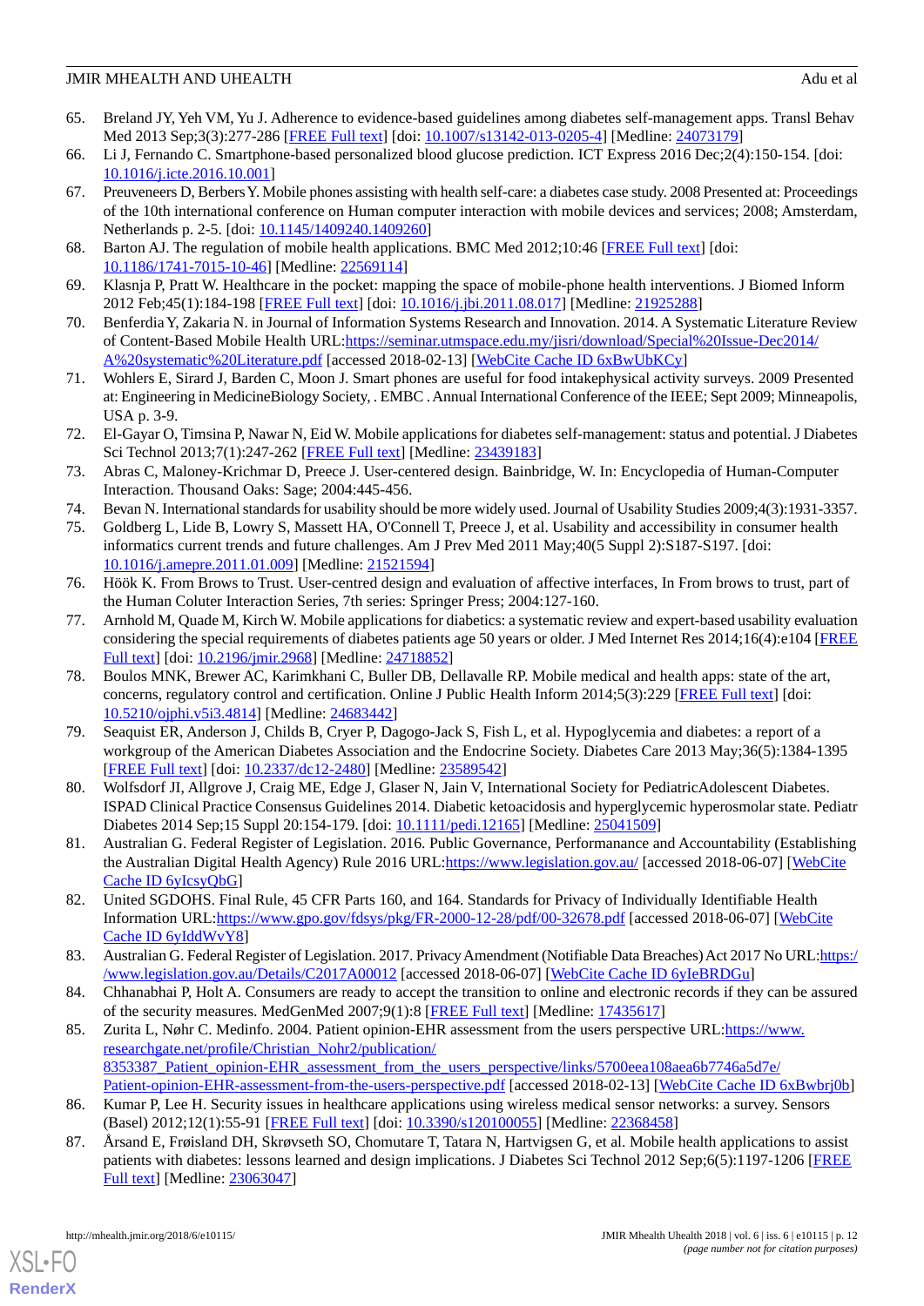65. Breland JY, Yeh VM, Yu J. Adherence to evidence-based guidelines among diabetes self-management apps. Transl Behav Med 2013 Sep;3(3):277-286 [FREE Full text] [doi: 10.1007/s13142-013-0205-4] [Medline: 24073179]
66. Li J, Fernando C. Smartphone-based personalized blood glucose prediction. ICT Express 2016 Dec;2(4):150-154. [doi: 10.1016/j.icte.2016.10.001]
67. Preuveneers D, Berbers Y. Mobile phones assisting with health self-care: a diabetes case study. 2008 Presented at: Proceedings of the 10th international conference on Human computer interaction with mobile devices and services; 2008; Amsterdam, Netherlands p. 2-5. [doi: 10.1145/1409240.1409260]
68. Barton AJ. The regulation of mobile health applications. BMC Med 2012;10:46 [FREE Full text] [doi: 10.1186/1741-7015-10-46] [Medline: 22569114]
69. Klasnja P, Pratt W. Healthcare in the pocket: mapping the space of mobile-phone health interventions. J Biomed Inform 2012 Feb;45(1):184-198 [FREE Full text] [doi: 10.1016/j.jbi.2011.08.017] [Medline: 21925288]
70. Benferdia Y, Zakaria N. in Journal of Information Systems Research and Innovation. 2014. A Systematic Literature Review of Content-Based Mobile Health URL:https://seminar.utmspace.edu.my/jisri/download/Special%20Issue-Dec2014/A%20systematic%20Literature.pdf [accessed 2018-02-13] [WebCite Cache ID 6xBwUbKCy]
71. Wohlers E, Sirard J, Barden C, Moon J. Smart phones are useful for food intakephysical activity surveys. 2009 Presented at: Engineering in MedicineBiology Society, . EMBC . Annual International Conference of the IEEE; Sept 2009; Minneapolis, USA p. 3-9.
72. El-Gayar O, Timsina P, Nawar N, Eid W. Mobile applications for diabetes self-management: status and potential. J Diabetes Sci Technol 2013;7(1):247-262 [FREE Full text] [Medline: 23439183]
73. Abras C, Maloney-Krichmar D, Preece J. User-centered design. Bainbridge, W. In: Encyclopedia of Human-Computer Interaction. Thousand Oaks: Sage; 2004:445-456.
74. Bevan N. International standards for usability should be more widely used. Journal of Usability Studies 2009;4(3):1931-3357.
75. Goldberg L, Lide B, Lowry S, Massett HA, O'Connell T, Preece J, et al. Usability and accessibility in consumer health informatics current trends and future challenges. Am J Prev Med 2011 May;40(5 Suppl 2):S187-S197. [doi: 10.1016/j.amepre.2011.01.009] [Medline: 21521594]
76. Höök K. From Brows to Trust. User-centred design and evaluation of affective interfaces, In From brows to trust, part of the Human Coluter Interaction Series, 7th series: Springer Press; 2004:127-160.
77. Arnhold M, Quade M, Kirch W. Mobile applications for diabetics: a systematic review and expert-based usability evaluation considering the special requirements of diabetes patients age 50 years or older. J Med Internet Res 2014;16(4):e104 [FREE Full text] [doi: 10.2196/jmir.2968] [Medline: 24718852]
78. Boulos MNK, Brewer AC, Karimkhani C, Buller DB, Dellavalle RP. Mobile medical and health apps: state of the art, concerns, regulatory control and certification. Online J Public Health Inform 2014;5(3):229 [FREE Full text] [doi: 10.5210/ojphi.v5i3.4814] [Medline: 24683442]
79. Seaquist ER, Anderson J, Childs B, Cryer P, Dagogo-Jack S, Fish L, et al. Hypoglycemia and diabetes: a report of a workgroup of the American Diabetes Association and the Endocrine Society. Diabetes Care 2013 May;36(5):1384-1395 [FREE Full text] [doi: 10.2337/dc12-2480] [Medline: 23589542]
80. Wolfsdorf JI, Allgrove J, Craig ME, Edge J, Glaser N, Jain V, International Society for PediatricAdolescent Diabetes. ISPAD Clinical Practice Consensus Guidelines 2014. Diabetic ketoacidosis and hyperglycemic hyperosmolar state. Pediatr Diabetes 2014 Sep;15 Suppl 20:154-179. [doi: 10.1111/pedi.12165] [Medline: 25041509]
81. Australian G. Federal Register of Legislation. 2016. Public Governance, Performanance and Accountability (Establishing the Australian Digital Health Agency) Rule 2016 URL:https://www.legislation.gov.au/ [accessed 2018-06-07] [WebCite Cache ID 6yIcsyQbG]
82. United SGDOHS. Final Rule, 45 CFR Parts 160, and 164. Standards for Privacy of Individually Identifiable Health Information URL:https://www.gpo.gov/fdsys/pkg/FR-2000-12-28/pdf/00-32678.pdf [accessed 2018-06-07] [WebCite Cache ID 6yIddWvY8]
83. Australian G. Federal Register of Legislation. 2017. Privacy Amendment (Notifiable Data Breaches) Act 2017 No URL:https://www.legislation.gov.au/Details/C2017A00012 [accessed 2018-06-07] [WebCite Cache ID 6yIeBRDGu]
84. Chhanabhai P, Holt A. Consumers are ready to accept the transition to online and electronic records if they can be assured of the security measures. MedGenMed 2007;9(1):8 [FREE Full text] [Medline: 17435617]
85. Zurita L, Nøhr C. Medinfo. 2004. Patient opinion-EHR assessment from the users perspective URL:https://www.researchgate.net/profile/Christian_Nohr2/publication/8353387_Patient_opinion-EHR_assessment_from_the_users_perspective/links/5700eea108aea6b7746a5d7e/Patient-opinion-EHR-assessment-from-the-users-perspective.pdf [accessed 2018-02-13] [WebCite Cache ID 6xBwbrj0b]
86. Kumar P, Lee H. Security issues in healthcare applications using wireless medical sensor networks: a survey. Sensors (Basel) 2012;12(1):55-91 [FREE Full text] [doi: 10.3390/s120100055] [Medline: 22368458]
87. Årsand E, Frøisland DH, Skrøvseth SO, Chomutare T, Tatara N, Hartvigsen G, et al. Mobile health applications to assist patients with diabetes: lessons learned and design implications. J Diabetes Sci Technol 2012 Sep;6(5):1197-1206 [FREE Full text] [Medline: 23063047]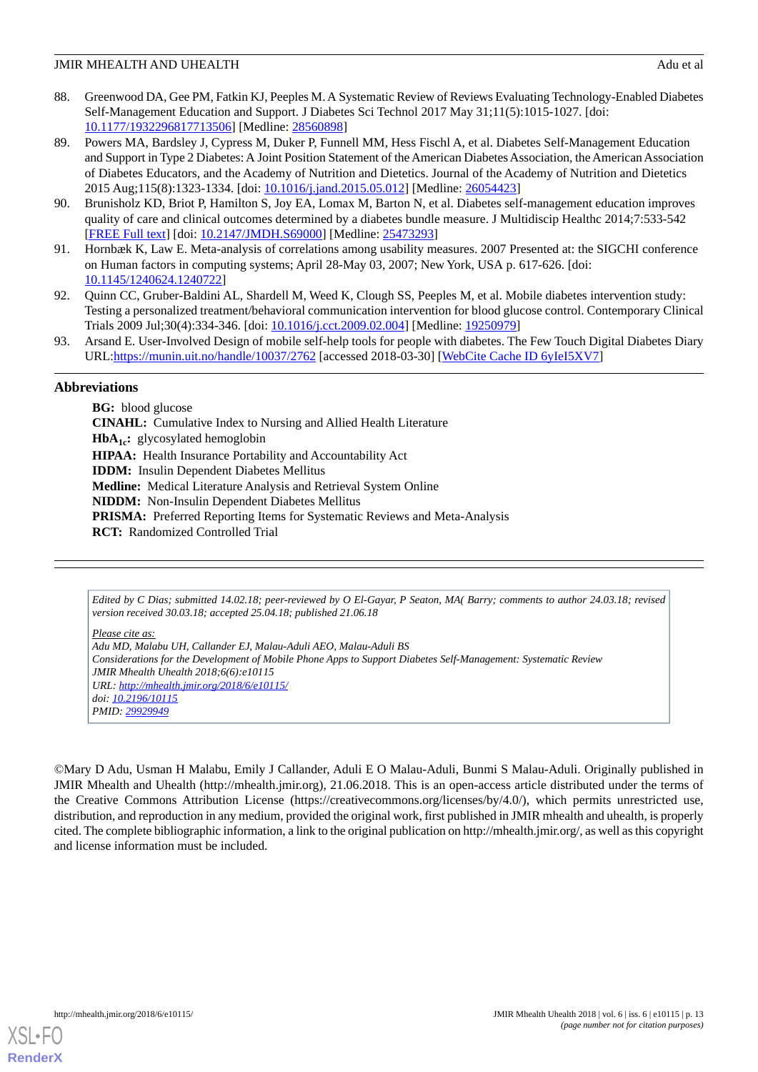88. Greenwood DA, Gee PM, Fatkin KJ, Peeples M. A Systematic Review of Reviews Evaluating Technology-Enabled Diabetes Self-Management Education and Support. J Diabetes Sci Technol 2017 May 31;11(5):1015-1027. [doi: 10.1177/1932296817713506] [Medline: 28560898]
89. Powers MA, Bardsley J, Cypress M, Duker P, Funnell MM, Hess Fischl A, et al. Diabetes Self-Management Education and Support in Type 2 Diabetes: A Joint Position Statement of the American Diabetes Association, the American Association of Diabetes Educators, and the Academy of Nutrition and Dietetics. Journal of the Academy of Nutrition and Dietetics 2015 Aug;115(8):1323-1334. [doi: 10.1016/j.jand.2015.05.012] [Medline: 26054423]
90. Brunisholz KD, Briot P, Hamilton S, Joy EA, Lomax M, Barton N, et al. Diabetes self-management education improves quality of care and clinical outcomes determined by a diabetes bundle measure. J Multidiscip Healthc 2014;7:533-542 [FREE Full text] [doi: 10.2147/JMDH.S69000] [Medline: 25473293]
91. Hornbæk K, Law E. Meta-analysis of correlations among usability measures. 2007 Presented at: the SIGCHI conference on Human factors in computing systems; April 28-May 03, 2007; New York, USA p. 617-626. [doi: 10.1145/1240624.1240722]
92. Quinn CC, Gruber-Baldini AL, Shardell M, Weed K, Clough SS, Peeples M, et al. Mobile diabetes intervention study: Testing a personalized treatment/behavioral communication intervention for blood glucose control. Contemporary Clinical Trials 2009 Jul;30(4):334-346. [doi: 10.1016/j.cct.2009.02.004] [Medline: 19250979]
93. Arsand E. User-Involved Design of mobile self-help tools for people with diabetes. The Few Touch Digital Diabetes Diary URL:https://munin.uit.no/handle/10037/2762 [accessed 2018-03-30] [WebCite Cache ID 6yIeI5XV7]

## Abbreviations

**BG:** blood glucose
**CINAHL:** Cumulative Index to Nursing and Allied Health Literature
**$HbA_{1c}$:** glycosylated hemoglobin
**HIPAA:** Health Insurance Portability and Accountability Act
**IDDM:** Insulin Dependent Diabetes Mellitus
**Medline:** Medical Literature Analysis and Retrieval System Online
**NIDDM:** Non-Insulin Dependent Diabetes Mellitus
**PRISMA:** Preferred Reporting Items for Systematic Reviews and Meta-Analysis
**RCT:** Randomized Controlled Trial

---

*Edited by C Dias; submitted 14.02.18; peer-reviewed by O El-Gayar, P Seaton, MA( Barry; comments to author 24.03.18; revised version received 30.03.18; accepted 25.04.18; published 21.06.18*

*Please cite as:*
*Adu MD, Malabu UH, Callander EJ, Malau-Aduli AEO, Malau-Aduli BS*
*Considerations for the Development of Mobile Phone Apps to Support Diabetes Self-Management: Systematic Review*
*JMIR Mhealth Uhealth 2018;6(6):e10115*
*URL: http://mhealth.jmir.org/2018/6/e10115/*
*doi: 10.2196/10115*
*PMID: 29929949*

©Mary D Adu, Usman H Malabu, Emily J Callander, Aduli E O Malau-Aduli, Bunmi S Malau-Aduli. Originally published in JMIR Mhealth and Uhealth (http://mhealth.jmir.org), 21.06.2018. This is an open-access article distributed under the terms of the Creative Commons Attribution License (https://creativecommons.org/licenses/by/4.0/), which permits unrestricted use, distribution, and reproduction in any medium, provided the original work, first published in JMIR mhealth and uhealth, is properly cited. The complete bibliographic information, a link to the original publication on http://mhealth.jmir.org/, as well as this copyright and license information must be included.